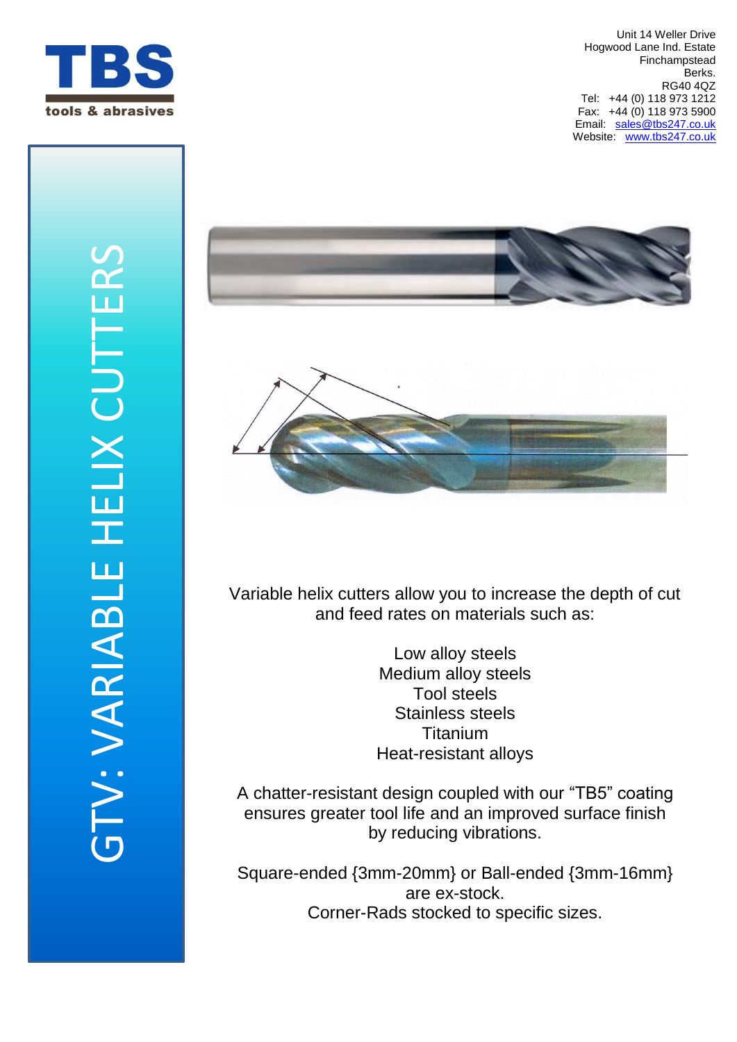TBS

tools & abrasives

Unit 14 Weller Drive
Hogwood Lane Ind. Estate
Finchampstead
Berks.
RG40 4QZ
Tel: +44 (0) 118 973 1212
Fax: +44 (0) 118 973 5900
Email: sales@tbs247.co.uk
Website: www.tbs247.co.uk

# GTV: VARIABLE HELIX CUTTERS

Variable helix cutters allow you to increase the depth of cut and feed rates on materials such as:

Low alloy steels
Medium alloy steels
Tool steels
Stainless steels
Titanium
Heat-resistant alloys

A chatter-resistant design coupled with our "TB5" coating ensures greater tool life and an improved surface finish by reducing vibrations.

Square-ended {3mm-20mm} or Ball-ended {3mm-16mm} are ex-stock.
Corner-Rads stocked to specific sizes.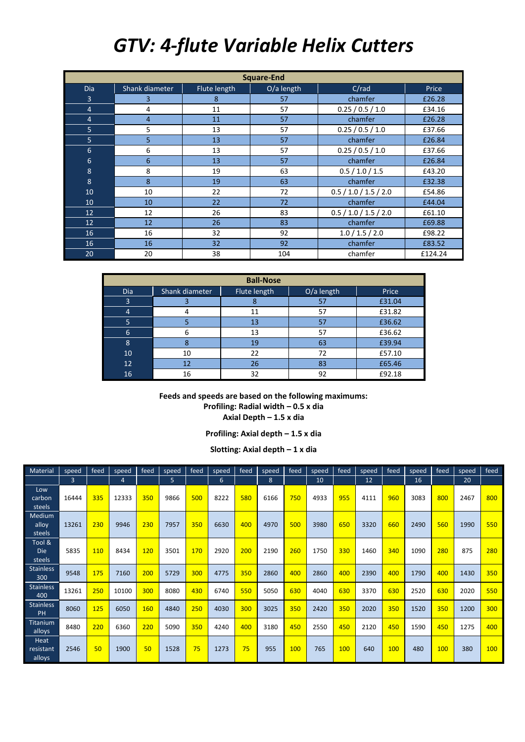# *GTV: 4-flute Variable Helix Cutters*

| Square-End | | | | | |
|---|---|---|---|---|---|
| Dia | Shank diameter | Flute length | O/a length | C/rad | Price |
| 3 | 3 | 8 | 57 | chamfer | £26.28 |
| 4 | 4 | 11 | 57 | 0.25 / 0.5 / 1.0 | £34.16 |
| 4 | 4 | 11 | 57 | chamfer | £26.28 |
| 5 | 5 | 13 | 57 | 0.25 / 0.5 / 1.0 | £37.66 |
| 5 | 5 | 13 | 57 | chamfer | £26.84 |
| 6 | 6 | 13 | 57 | 0.25 / 0.5 / 1.0 | £37.66 |
| 6 | 6 | 13 | 57 | chamfer | £26.84 |
| 8 | 8 | 19 | 63 | 0.5 / 1.0 / 1.5 | £43.20 |
| 8 | 8 | 19 | 63 | chamfer | £32.38 |
| 10 | 10 | 22 | 72 | 0.5 / 1.0 / 1.5 / 2.0 | £54.86 |
| 10 | 10 | 22 | 72 | chamfer | £44.04 |
| 12 | 12 | 26 | 83 | 0.5 / 1.0 / 1.5 / 2.0 | £61.10 |
| 12 | 12 | 26 | 83 | chamfer | £69.88 |
| 16 | 16 | 32 | 92 | 1.0 / 1.5 / 2.0 | £98.22 |
| 16 | 16 | 32 | 92 | chamfer | £83.52 |
| 20 | 20 | 38 | 104 | chamfer | £124.24 |

| Ball-Nose | | | | |
|---|---|---|---|---|
| Dia | Shank diameter | Flute length | O/a length | Price |
| 3 | 3 | 8 | 57 | £31.04 |
| 4 | 4 | 11 | 57 | £31.82 |
| 5 | 5 | 13 | 57 | £36.62 |
| 6 | 6 | 13 | 57 | £36.62 |
| 8 | 8 | 19 | 63 | £39.94 |
| 10 | 10 | 22 | 72 | £57.10 |
| 12 | 12 | 26 | 83 | £65.46 |
| 16 | 16 | 32 | 92 | £92.18 |

**Feeds and speeds are based on the following maximums:**
**Profiling: Radial width – 0.5 x dia**
**Axial Depth – 1.5 x dia**

**Profiling: Axial depth – 1.5 x dia**

**Slotting: Axial depth – 1 x dia**

| Material | speed | feed | speed | feed | speed | feed | speed | feed | speed | feed | speed | feed | speed | feed | speed | feed | speed | feed |
|---|---|---|---|---|---|---|---|---|---|---|---|---|---|---|---|---|---|---|
| | 3 | | 4 | | 5 | | 6 | | 8 | | 10 | | 12 | | 16 | | 20 | |
| Low carbon steels | 16444 | 335 | 12333 | 350 | 9866 | 500 | 8222 | 580 | 6166 | 750 | 4933 | 955 | 4111 | 960 | 3083 | 800 | 2467 | 800 |
| Medium alloy steels | 13261 | 230 | 9946 | 230 | 7957 | 350 | 6630 | 400 | 4970 | 500 | 3980 | 650 | 3320 | 660 | 2490 | 560 | 1990 | 550 |
| Tool & Die steels | 5835 | 110 | 8434 | 120 | 3501 | 170 | 2920 | 200 | 2190 | 260 | 1750 | 330 | 1460 | 340 | 1090 | 280 | 875 | 280 |
| Stainless 300 | 9548 | 175 | 7160 | 200 | 5729 | 300 | 4775 | 350 | 2860 | 400 | 2860 | 400 | 2390 | 400 | 1790 | 400 | 1430 | 350 |
| Stainless 400 | 13261 | 250 | 10100 | 300 | 8080 | 430 | 6740 | 550 | 5050 | 630 | 4040 | 630 | 3370 | 630 | 2520 | 630 | 2020 | 550 |
| Stainless PH | 8060 | 125 | 6050 | 160 | 4840 | 250 | 4030 | 300 | 3025 | 350 | 2420 | 350 | 2020 | 350 | 1520 | 350 | 1200 | 300 |
| Titanium alloys | 8480 | 220 | 6360 | 220 | 5090 | 350 | 4240 | 400 | 3180 | 450 | 2550 | 450 | 2120 | 450 | 1590 | 450 | 1275 | 400 |
| Heat resistant alloys | 2546 | 50 | 1900 | 50 | 1528 | 75 | 1273 | 75 | 955 | 100 | 765 | 100 | 640 | 100 | 480 | 100 | 380 | 100 |